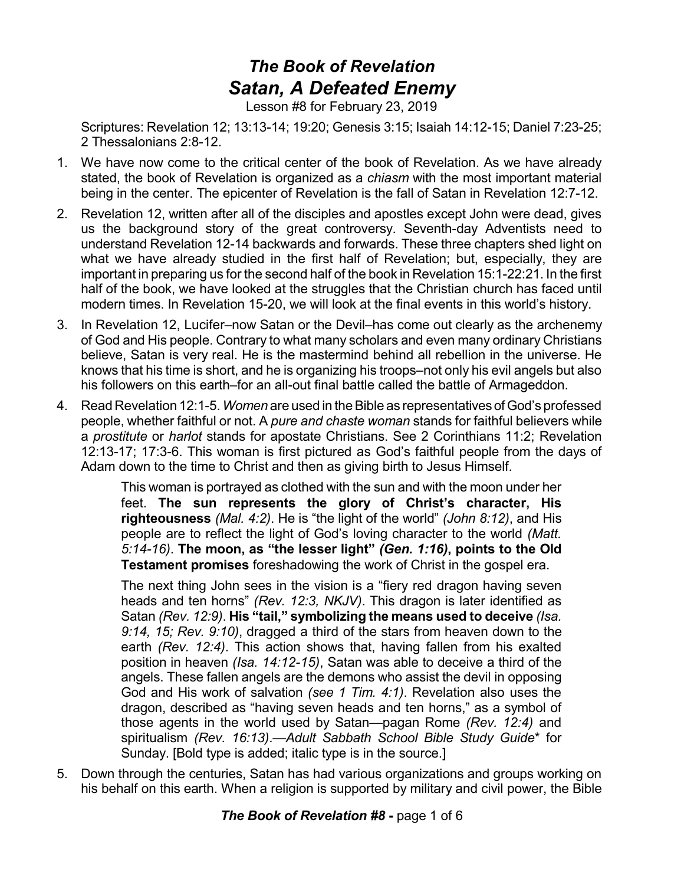# *The Book of Revelation*
## *Satan, A Defeated Enemy*

Lesson #8 for February 23, 2019

Scriptures: Revelation 12; 13:13-14; 19:20; Genesis 3:15; Isaiah 14:12-15; Daniel 7:23-25; 2 Thessalonians 2:8-12.

1. We have now come to the critical center of the book of Revelation. As we have already stated, the book of Revelation is organized as a *chiasm* with the most important material being in the center. The epicenter of Revelation is the fall of Satan in Revelation 12:7-12.
2. Revelation 12, written after all of the disciples and apostles except John were dead, gives us the background story of the great controversy. Seventh-day Adventists need to understand Revelation 12-14 backwards and forwards. These three chapters shed light on what we have already studied in the first half of Revelation; but, especially, they are important in preparing us for the second half of the book in Revelation 15:1-22:21. In the first half of the book, we have looked at the struggles that the Christian church has faced until modern times. In Revelation 15-20, we will look at the final events in this world's history.
3. In Revelation 12, Lucifer–now Satan or the Devil–has come out clearly as the archenemy of God and His people. Contrary to what many scholars and even many ordinary Christians believe, Satan is very real. He is the mastermind behind all rebellion in the universe. He knows that his time is short, and he is organizing his troops–not only his evil angels but also his followers on this earth–for an all-out final battle called the battle of Armageddon.
4. Read Revelation 12:1-5. *Women* are used in the Bible as representatives of God's professed people, whether faithful or not. A *pure and chaste woman* stands for faithful believers while a *prostitute* or *harlot* stands for apostate Christians. See 2 Corinthians 11:2; Revelation 12:13-17; 17:3-6. This woman is first pictured as God's faithful people from the days of Adam down to the time to Christ and then as giving birth to Jesus Himself.

   > This woman is portrayed as clothed with the sun and with the moon under her feet. **The sun represents the glory of Christ's character, His righteousness** *(Mal. 4:2)*. He is "the light of the world" *(John 8:12)*, and His people are to reflect the light of God's loving character to the world *(Matt. 5:14-16)*. **The moon, as "the lesser light"** ***(Gen. 1:16)*****, points to the Old Testament promises** foreshadowing the work of Christ in the gospel era.
   >
   > The next thing John sees in the vision is a "fiery red dragon having seven heads and ten horns" *(Rev. 12:3, NKJV)*. This dragon is later identified as Satan *(Rev. 12:9)*. **His "tail," symbolizing the means used to deceive** *(Isa. 9:14, 15; Rev. 9:10)*, dragged a third of the stars from heaven down to the earth *(Rev. 12:4)*. This action shows that, having fallen from his exalted position in heaven *(Isa. 14:12-15)*, Satan was able to deceive a third of the angels. These fallen angels are the demons who assist the devil in opposing God and His work of salvation *(see 1 Tim. 4:1)*. Revelation also uses the dragon, described as "having seven heads and ten horns," as a symbol of those agents in the world used by Satan—pagan Rome *(Rev. 12:4)* and spiritualism *(Rev. 16:13)*.—*Adult Sabbath School Bible Study Guide*\* for Sunday. [Bold type is added; italic type is in the source.]

5. Down through the centuries, Satan has had various organizations and groups working on his behalf on this earth. When a religion is supported by military and civil power, the Bible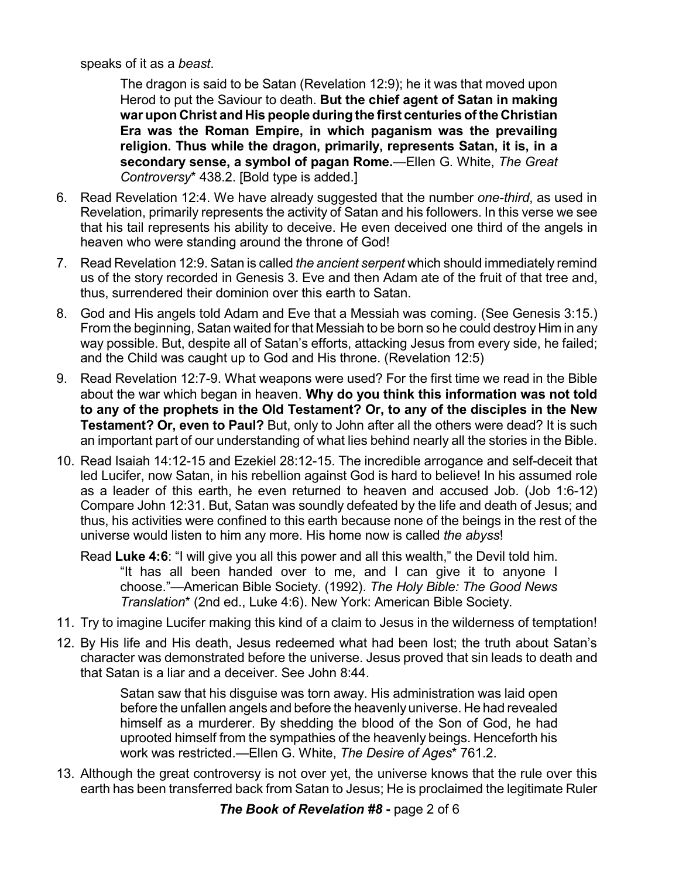speaks of it as a *beast*.

> The dragon is said to be Satan (Revelation 12:9); he it was that moved upon Herod to put the Saviour to death. **But the chief agent of Satan in making war upon Christ and His people during the first centuries of the Christian Era was the Roman Empire, in which paganism was the prevailing religion. Thus while the dragon, primarily, represents Satan, it is, in a secondary sense, a symbol of pagan Rome.**—Ellen G. White, *The Great Controversy** 438.2. [Bold type is added.]

6. Read Revelation 12:4. We have already suggested that the number *one-third*, as used in Revelation, primarily represents the activity of Satan and his followers. In this verse we see that his tail represents his ability to deceive. He even deceived one third of the angels in heaven who were standing around the throne of God!
7. Read Revelation 12:9. Satan is called *the ancient serpent* which should immediately remind us of the story recorded in Genesis 3. Eve and then Adam ate of the fruit of that tree and, thus, surrendered their dominion over this earth to Satan.
8. God and His angels told Adam and Eve that a Messiah was coming. (See Genesis 3:15.) From the beginning, Satan waited for that Messiah to be born so he could destroy Him in any way possible. But, despite all of Satan's efforts, attacking Jesus from every side, he failed; and the Child was caught up to God and His throne. (Revelation 12:5)
9. Read Revelation 12:7-9. What weapons were used? For the first time we read in the Bible about the war which began in heaven. **Why do you think this information was not told to any of the prophets in the Old Testament? Or, to any of the disciples in the New Testament? Or, even to Paul?** But, only to John after all the others were dead? It is such an important part of our understanding of what lies behind nearly all the stories in the Bible.
10. Read Isaiah 14:12-15 and Ezekiel 28:12-15. The incredible arrogance and self-deceit that led Lucifer, now Satan, in his rebellion against God is hard to believe! In his assumed role as a leader of this earth, he even returned to heaven and accused Job. (Job 1:6-12) Compare John 12:31. But, Satan was soundly defeated by the life and death of Jesus; and thus, his activities were confined to this earth because none of the beings in the rest of the universe would listen to him any more. His home now is called *the abyss*!

    Read **Luke 4:6**: "I will give you all this power and all this wealth," the Devil told him. "It has all been handed over to me, and I can give it to anyone I choose."—American Bible Society. (1992). *The Holy Bible: The Good News Translation** (2nd ed., Luke 4:6). New York: American Bible Society.

11. Try to imagine Lucifer making this kind of a claim to Jesus in the wilderness of temptation!
12. By His life and His death, Jesus redeemed what had been lost; the truth about Satan's character was demonstrated before the universe. Jesus proved that sin leads to death and that Satan is a liar and a deceiver. See John 8:44.

    > Satan saw that his disguise was torn away. His administration was laid open before the unfallen angels and before the heavenly universe. He had revealed himself as a murderer. By shedding the blood of the Son of God, he had uprooted himself from the sympathies of the heavenly beings. Henceforth his work was restricted.—Ellen G. White, *The Desire of Ages** 761.2.

13. Although the great controversy is not over yet, the universe knows that the rule over this earth has been transferred back from Satan to Jesus; He is proclaimed the legitimate Ruler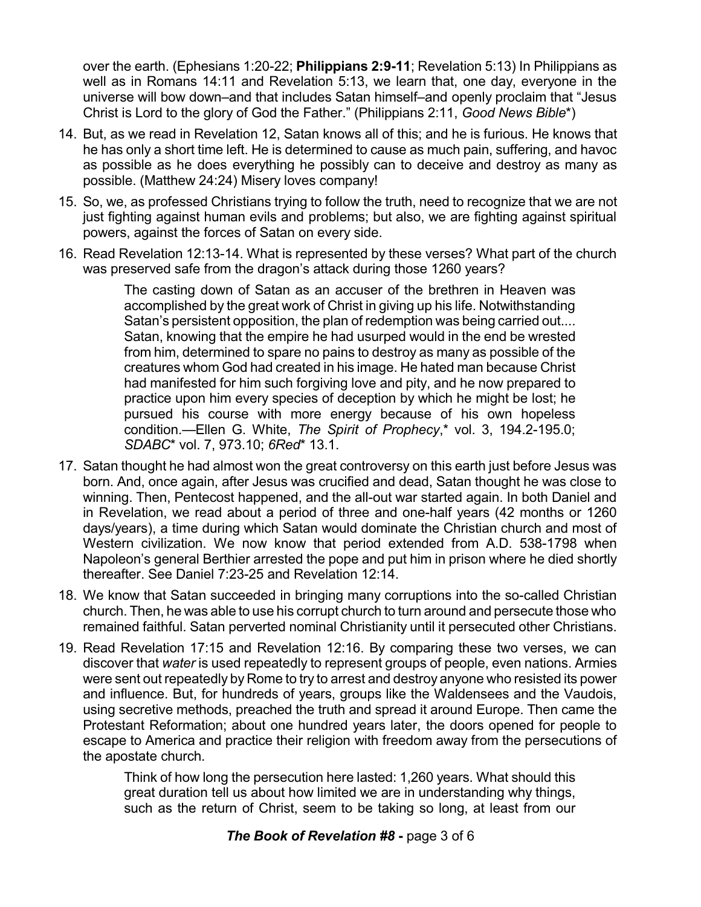over the earth. (Ephesians 1:20-22; **Philippians 2:9-11**; Revelation 5:13) In Philippians as well as in Romans 14:11 and Revelation 5:13, we learn that, one day, everyone in the universe will bow down–and that includes Satan himself–and openly proclaim that "Jesus Christ is Lord to the glory of God the Father." (Philippians 2:11, *Good News Bible*\*)

14. But, as we read in Revelation 12, Satan knows all of this; and he is furious. He knows that he has only a short time left. He is determined to cause as much pain, suffering, and havoc as possible as he does everything he possibly can to deceive and destroy as many as possible. (Matthew 24:24) Misery loves company!
15. So, we, as professed Christians trying to follow the truth, need to recognize that we are not just fighting against human evils and problems; but also, we are fighting against spiritual powers, against the forces of Satan on every side.
16. Read Revelation 12:13-14. What is represented by these verses? What part of the church was preserved safe from the dragon's attack during those 1260 years?

> The casting down of Satan as an accuser of the brethren in Heaven was accomplished by the great work of Christ in giving up his life. Notwithstanding Satan's persistent opposition, the plan of redemption was being carried out.... Satan, knowing that the empire he had usurped would in the end be wrested from him, determined to spare no pains to destroy as many as possible of the creatures whom God had created in his image. He hated man because Christ had manifested for him such forgiving love and pity, and he now prepared to practice upon him every species of deception by which he might be lost; he pursued his course with more energy because of his own hopeless condition.—Ellen G. White, *The Spirit of Prophecy*,\* vol. 3, 194.2-195.0; *SDABC*\* vol. 7, 973.10; *6Red*\* 13.1.

17. Satan thought he had almost won the great controversy on this earth just before Jesus was born. And, once again, after Jesus was crucified and dead, Satan thought he was close to winning. Then, Pentecost happened, and the all-out war started again. In both Daniel and in Revelation, we read about a period of three and one-half years (42 months or 1260 days/years), a time during which Satan would dominate the Christian church and most of Western civilization. We now know that period extended from A.D. 538-1798 when Napoleon's general Berthier arrested the pope and put him in prison where he died shortly thereafter. See Daniel 7:23-25 and Revelation 12:14.
18. We know that Satan succeeded in bringing many corruptions into the so-called Christian church. Then, he was able to use his corrupt church to turn around and persecute those who remained faithful. Satan perverted nominal Christianity until it persecuted other Christians.
19. Read Revelation 17:15 and Revelation 12:16. By comparing these two verses, we can discover that *water* is used repeatedly to represent groups of people, even nations. Armies were sent out repeatedly by Rome to try to arrest and destroy anyone who resisted its power and influence. But, for hundreds of years, groups like the Waldensees and the Vaudois, using secretive methods, preached the truth and spread it around Europe. Then came the Protestant Reformation; about one hundred years later, the doors opened for people to escape to America and practice their religion with freedom away from the persecutions of the apostate church.

> Think of how long the persecution here lasted: 1,260 years. What should this great duration tell us about how limited we are in understanding why things, such as the return of Christ, seem to be taking so long, at least from our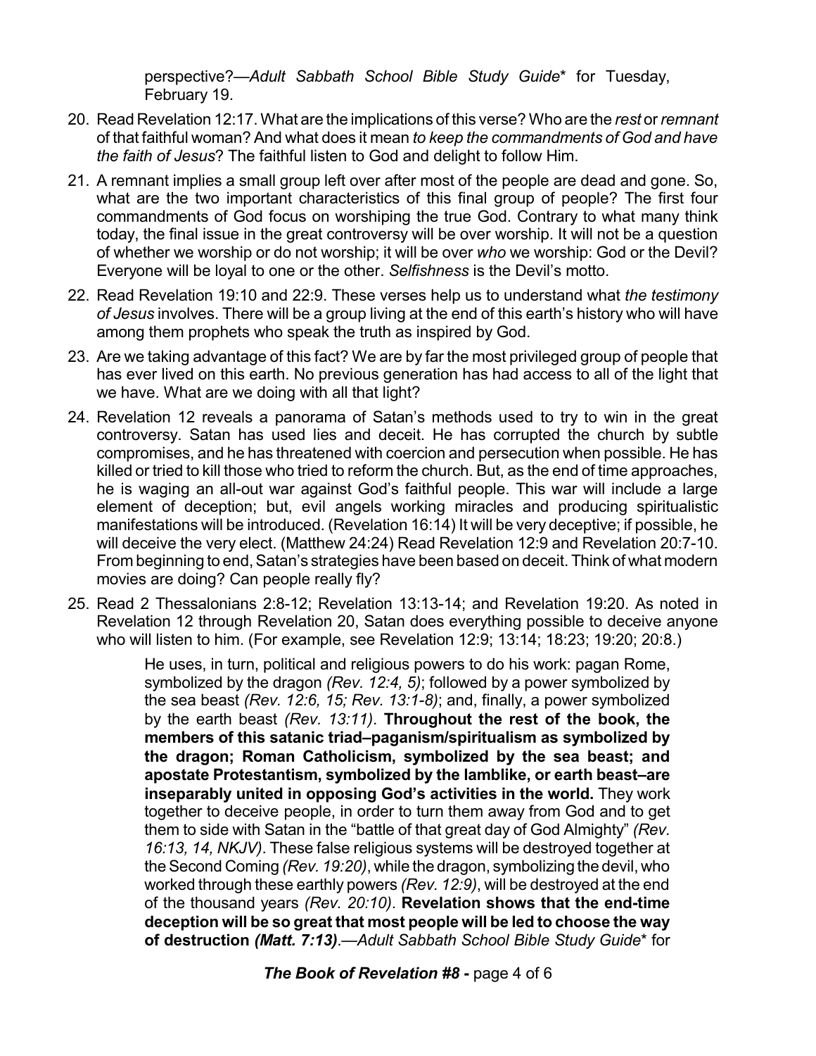perspective?—*Adult Sabbath School Bible Study Guide*\* for Tuesday, February 19.

20. Read Revelation 12:17. What are the implications of this verse? Who are the *rest* or *remnant* of that faithful woman? And what does it mean *to keep the commandments of God and have the faith of Jesus*? The faithful listen to God and delight to follow Him.

21. A remnant implies a small group left over after most of the people are dead and gone. So, what are the two important characteristics of this final group of people? The first four commandments of God focus on worshiping the true God. Contrary to what many think today, the final issue in the great controversy will be over worship. It will not be a question of whether we worship or do not worship; it will be over *who* we worship: God or the Devil? Everyone will be loyal to one or the other. *Selfishness* is the Devil's motto.

22. Read Revelation 19:10 and 22:9. These verses help us to understand what *the testimony of Jesus* involves. There will be a group living at the end of this earth's history who will have among them prophets who speak the truth as inspired by God.

23. Are we taking advantage of this fact? We are by far the most privileged group of people that has ever lived on this earth. No previous generation has had access to all of the light that we have. What are we doing with all that light?

24. Revelation 12 reveals a panorama of Satan's methods used to try to win in the great controversy. Satan has used lies and deceit. He has corrupted the church by subtle compromises, and he has threatened with coercion and persecution when possible. He has killed or tried to kill those who tried to reform the church. But, as the end of time approaches, he is waging an all-out war against God's faithful people. This war will include a large element of deception; but, evil angels working miracles and producing spiritualistic manifestations will be introduced. (Revelation 16:14) It will be very deceptive; if possible, he will deceive the very elect. (Matthew 24:24) Read Revelation 12:9 and Revelation 20:7-10. From beginning to end, Satan's strategies have been based on deceit. Think of what modern movies are doing? Can people really fly?

25. Read 2 Thessalonians 2:8-12; Revelation 13:13-14; and Revelation 19:20. As noted in Revelation 12 through Revelation 20, Satan does everything possible to deceive anyone who will listen to him. (For example, see Revelation 12:9; 13:14; 18:23; 19:20; 20:8.)

    > He uses, in turn, political and religious powers to do his work: pagan Rome, symbolized by the dragon *(Rev. 12:4, 5)*; followed by a power symbolized by the sea beast *(Rev. 12:6, 15; Rev. 13:1-8)*; and, finally, a power symbolized by the earth beast *(Rev. 13:11)*. **Throughout the rest of the book, the members of this satanic triad–paganism/spiritualism as symbolized by the dragon; Roman Catholicism, symbolized by the sea beast; and apostate Protestantism, symbolized by the lamblike, or earth beast–are inseparably united in opposing God's activities in the world.** They work together to deceive people, in order to turn them away from God and to get them to side with Satan in the "battle of that great day of God Almighty" *(Rev. 16:13, 14, NKJV)*. These false religious systems will be destroyed together at the Second Coming *(Rev. 19:20)*, while the dragon, symbolizing the devil, who worked through these earthly powers *(Rev. 12:9)*, will be destroyed at the end of the thousand years *(Rev. 20:10)*. **Revelation shows that the end-time deception will be so great that most people will be led to choose the way of destruction *(Matt. 7:13)***.—*Adult Sabbath School Bible Study Guide*\* for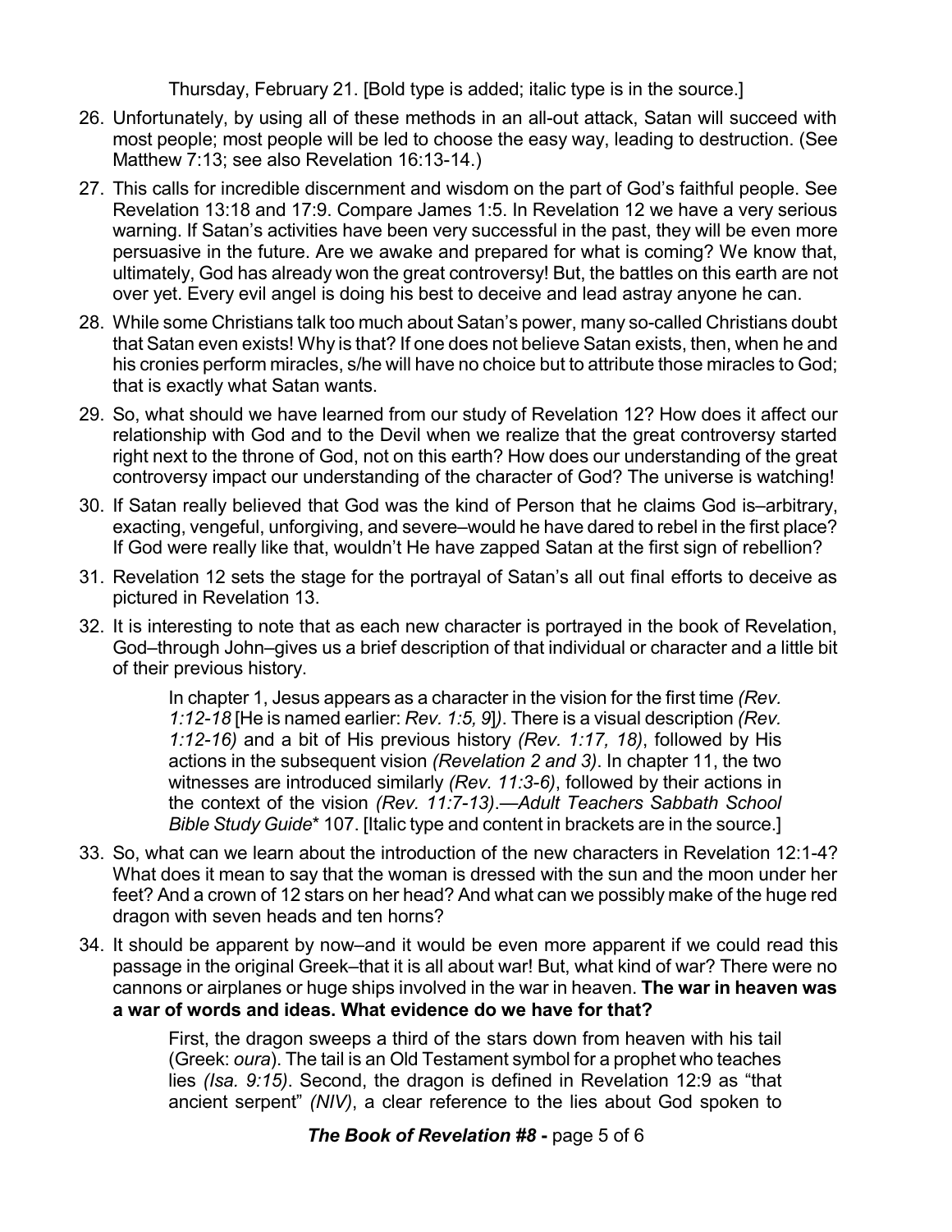Thursday, February 21. [Bold type is added; italic type is in the source.]

26. Unfortunately, by using all of these methods in an all-out attack, Satan will succeed with most people; most people will be led to choose the easy way, leading to destruction. (See Matthew 7:13; see also Revelation 16:13-14.)

27. This calls for incredible discernment and wisdom on the part of God's faithful people. See Revelation 13:18 and 17:9. Compare James 1:5. In Revelation 12 we have a very serious warning. If Satan's activities have been very successful in the past, they will be even more persuasive in the future. Are we awake and prepared for what is coming? We know that, ultimately, God has already won the great controversy! But, the battles on this earth are not over yet. Every evil angel is doing his best to deceive and lead astray anyone he can.

28. While some Christians talk too much about Satan's power, many so-called Christians doubt that Satan even exists! Why is that? If one does not believe Satan exists, then, when he and his cronies perform miracles, s/he will have no choice but to attribute those miracles to God; that is exactly what Satan wants.

29. So, what should we have learned from our study of Revelation 12? How does it affect our relationship with God and to the Devil when we realize that the great controversy started right next to the throne of God, not on this earth? How does our understanding of the great controversy impact our understanding of the character of God? The universe is watching!

30. If Satan really believed that God was the kind of Person that he claims God is–arbitrary, exacting, vengeful, unforgiving, and severe–would he have dared to rebel in the first place? If God were really like that, wouldn't He have zapped Satan at the first sign of rebellion?

31. Revelation 12 sets the stage for the portrayal of Satan's all out final efforts to deceive as pictured in Revelation 13.

32. It is interesting to note that as each new character is portrayed in the book of Revelation, God–through John–gives us a brief description of that individual or character and a little bit of their previous history.

    > In chapter 1, Jesus appears as a character in the vision for the first time *(Rev. 1:12-18* [He is named earlier: *Rev. 1:5, 9*]*)*. There is a visual description *(Rev. 1:12-16)* and a bit of His previous history *(Rev. 1:17, 18)*, followed by His actions in the subsequent vision *(Revelation 2 and 3)*. In chapter 11, the two witnesses are introduced similarly *(Rev. 11:3-6)*, followed by their actions in the context of the vision *(Rev. 11:7-13)*.—*Adult Teachers Sabbath School Bible Study Guide*\* 107. [Italic type and content in brackets are in the source.]

33. So, what can we learn about the introduction of the new characters in Revelation 12:1-4? What does it mean to say that the woman is dressed with the sun and the moon under her feet? And a crown of 12 stars on her head? And what can we possibly make of the huge red dragon with seven heads and ten horns?

34. It should be apparent by now–and it would be even more apparent if we could read this passage in the original Greek–that it is all about war! But, what kind of war? There were no cannons or airplanes or huge ships involved in the war in heaven. **The war in heaven was a war of words and ideas. What evidence do we have for that?**

    > First, the dragon sweeps a third of the stars down from heaven with his tail (Greek: *oura*). The tail is an Old Testament symbol for a prophet who teaches lies *(Isa. 9:15)*. Second, the dragon is defined in Revelation 12:9 as "that ancient serpent" *(NIV)*, a clear reference to the lies about God spoken to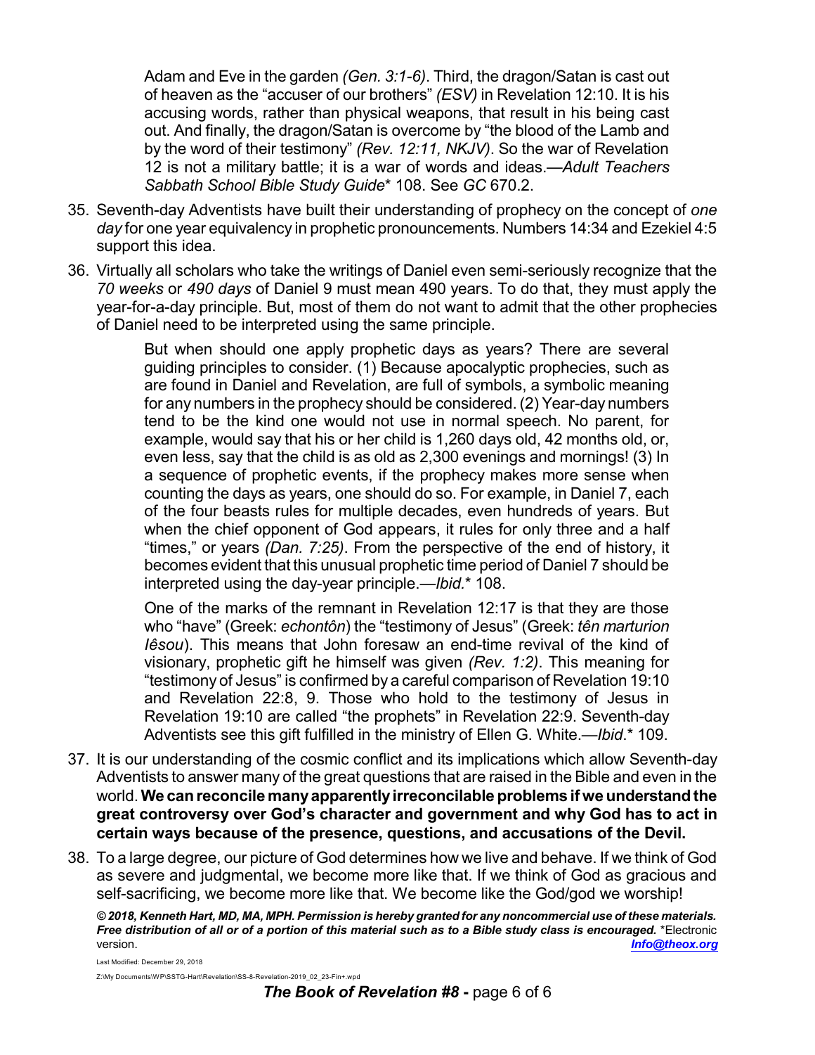Adam and Eve in the garden *(Gen. 3:1-6)*. Third, the dragon/Satan is cast out of heaven as the "accuser of our brothers" *(ESV)* in Revelation 12:10. It is his accusing words, rather than physical weapons, that result in his being cast out. And finally, the dragon/Satan is overcome by "the blood of the Lamb and by the word of their testimony" *(Rev. 12:11, NKJV)*. So the war of Revelation 12 is not a military battle; it is a war of words and ideas.—*Adult Teachers Sabbath School Bible Study Guide*\* 108. See *GC* 670.2.

35. Seventh-day Adventists have built their understanding of prophecy on the concept of *one day* for one year equivalency in prophetic pronouncements. Numbers 14:34 and Ezekiel 4:5 support this idea.

36. Virtually all scholars who take the writings of Daniel even semi-seriously recognize that the *70 weeks* or *490 days* of Daniel 9 must mean 490 years. To do that, they must apply the year-for-a-day principle. But, most of them do not want to admit that the other prophecies of Daniel need to be interpreted using the same principle.

    But when should one apply prophetic days as years? There are several guiding principles to consider. (1) Because apocalyptic prophecies, such as are found in Daniel and Revelation, are full of symbols, a symbolic meaning for any numbers in the prophecy should be considered. (2) Year-day numbers tend to be the kind one would not use in normal speech. No parent, for example, would say that his or her child is 1,260 days old, 42 months old, or, even less, say that the child is as old as 2,300 evenings and mornings! (3) In a sequence of prophetic events, if the prophecy makes more sense when counting the days as years, one should do so. For example, in Daniel 7, each of the four beasts rules for multiple decades, even hundreds of years. But when the chief opponent of God appears, it rules for only three and a half "times," or years *(Dan. 7:25)*. From the perspective of the end of history, it becomes evident that this unusual prophetic time period of Daniel 7 should be interpreted using the day-year principle.—*Ibid.*\* 108.

    One of the marks of the remnant in Revelation 12:17 is that they are those who "have" (Greek: *echontôn*) the "testimony of Jesus" (Greek: *tên marturion Iêsou*). This means that John foresaw an end-time revival of the kind of visionary, prophetic gift he himself was given *(Rev. 1:2)*. This meaning for "testimony of Jesus" is confirmed by a careful comparison of Revelation 19:10 and Revelation 22:8, 9. Those who hold to the testimony of Jesus in Revelation 19:10 are called "the prophets" in Revelation 22:9. Seventh-day Adventists see this gift fulfilled in the ministry of Ellen G. White.—*Ibid*.\* 109.

37. It is our understanding of the cosmic conflict and its implications which allow Seventh-day Adventists to answer many of the great questions that are raised in the Bible and even in the world. **We can reconcile many apparently irreconcilable problems if we understand the great controversy over God's character and government and why God has to act in certain ways because of the presence, questions, and accusations of the Devil.**

38. To a large degree, our picture of God determines how we live and behave. If we think of God as severe and judgmental, we become more like that. If we think of God as gracious and self-sacrificing, we become more like that. We become like the God/god we worship!

***© 2018, Kenneth Hart, MD, MA, MPH. Permission is hereby granted for any noncommercial use of these materials. Free distribution of all or of a portion of this material such as to a Bible study class is encouraged.*** \*Electronic version. ***Info@theox.org***

Last Modified: December 29, 2018

Z:\My Documents\WP\SSTG-Hart\Revelation\SS-8-Revelation-2019_02_23-Fin+.wpd